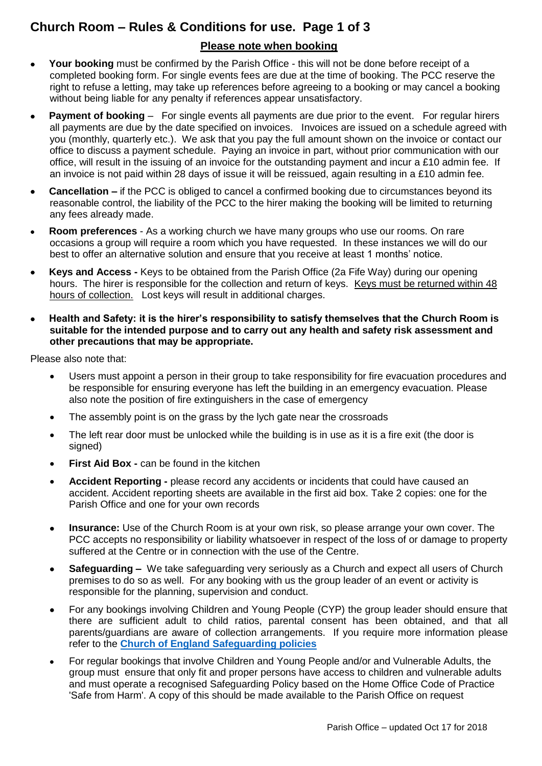# Church Room – Rules & Conditions for use. Page 1 of 3

## Please note when booking

- **Your booking** must be confirmed by the Parish Office - this will not be done before receipt of a completed booking form. For single events fees are due at the time of booking. The PCC reserve the right to refuse a letting, may take up references before agreeing to a booking or may cancel a booking without being liable for any penalty if references appear unsatisfactory.
- **Payment of booking** – For single events all payments are due prior to the event. For regular hirers all payments are due by the date specified on invoices. Invoices are issued on a schedule agreed with you (monthly, quarterly etc.). We ask that you pay the full amount shown on the invoice or contact our office to discuss a payment schedule. Paying an invoice in part, without prior communication with our office, will result in the issuing of an invoice for the outstanding payment and incur a £10 admin fee. If an invoice is not paid within 28 days of issue it will be reissued, again resulting in a £10 admin fee.
- **Cancellation –** if the PCC is obliged to cancel a confirmed booking due to circumstances beyond its reasonable control, the liability of the PCC to the hirer making the booking will be limited to returning any fees already made.
- **Room preferences** - As a working church we have many groups who use our rooms. On rare occasions a group will require a room which you have requested. In these instances we will do our best to offer an alternative solution and ensure that you receive at least 1 months' notice.
- **Keys and Access -** Keys to be obtained from the Parish Office (2a Fife Way) during our opening hours. The hirer is responsible for the collection and return of keys. Keys must be returned within 48 hours of collection. Lost keys will result in additional charges.
- **Health and Safety: it is the hirer's responsibility to satisfy themselves that the Church Room is suitable for the intended purpose and to carry out any health and safety risk assessment and other precautions that may be appropriate.**

Please also note that:

- Users must appoint a person in their group to take responsibility for fire evacuation procedures and be responsible for ensuring everyone has left the building in an emergency evacuation. Please also note the position of fire extinguishers in the case of emergency
- The assembly point is on the grass by the lych gate near the crossroads
- The left rear door must be unlocked while the building is in use as it is a fire exit (the door is signed)
- **First Aid Box -** can be found in the kitchen
- **Accident Reporting -** please record any accidents or incidents that could have caused an accident. Accident reporting sheets are available in the first aid box. Take 2 copies: one for the Parish Office and one for your own records
- **Insurance:** Use of the Church Room is at your own risk, so please arrange your own cover. The PCC accepts no responsibility or liability whatsoever in respect of the loss of or damage to property suffered at the Centre or in connection with the use of the Centre.
- **Safeguarding –** We take safeguarding very seriously as a Church and expect all users of Church premises to do so as well. For any booking with us the group leader of an event or activity is responsible for the planning, supervision and conduct.
- For any bookings involving Children and Young People (CYP) the group leader should ensure that there are sufficient adult to child ratios, parental consent has been obtained, and that all parents/guardians are aware of collection arrangements. If you require more information please refer to the **Church of England Safeguarding policies**
- For regular bookings that involve Children and Young People and/or and Vulnerable Adults, the group must ensure that only fit and proper persons have access to children and vulnerable adults and must operate a recognised Safeguarding Policy based on the Home Office Code of Practice 'Safe from Harm'. A copy of this should be made available to the Parish Office on request

Parish Office – updated Oct 17 for 2018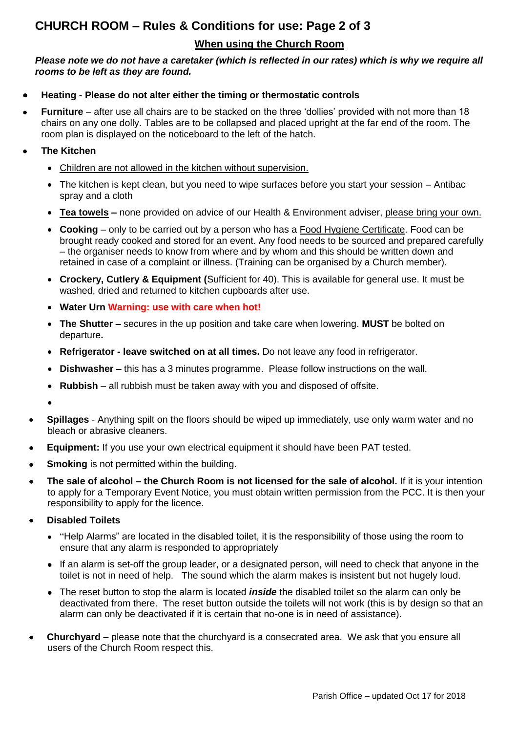# CHURCH ROOM – Rules & Conditions for use: Page 2 of 3

## When using the Church Room

***Please note we do not have a caretaker (which is reflected in our rates) which is why we require all rooms to be left as they are found.***

- **Heating - Please do not alter either the timing or thermostatic controls**
- **Furniture** – after use all chairs are to be stacked on the three 'dollies' provided with not more than 18 chairs on any one dolly. Tables are to be collapsed and placed upright at the far end of the room. The room plan is displayed on the noticeboard to the left of the hatch.
- **The Kitchen**
  - <u>Children are not allowed in the kitchen without supervision.</u>
  - The kitchen is kept clean, but you need to wipe surfaces before you start your session – Antibac spray and a cloth
  - <u>**Tea towels**</u> **–** none provided on advice of our Health & Environment adviser, <u>please bring your own.</u>
  - **Cooking** – only to be carried out by a person who has a <u>Food Hygiene Certificate</u>. Food can be brought ready cooked and stored for an event. Any food needs to be sourced and prepared carefully – the organiser needs to know from where and by whom and this should be written down and retained in case of a complaint or illness. (Training can be organised by a Church member).
  - **Crockery, Cutlery & Equipment (**Sufficient for 40). This is available for general use. It must be washed, dried and returned to kitchen cupboards after use.
  - **Water Urn Warning: use with care when hot!**
  - **The Shutter –** secures in the up position and take care when lowering. **MUST** be bolted on departure**.**
  - **Refrigerator - leave switched on at all times.** Do not leave any food in refrigerator.
  - **Dishwasher –** this has a 3 minutes programme. Please follow instructions on the wall.
  - **Rubbish** – all rubbish must be taken away with you and disposed of offsite.
- **Spillages** - Anything spilt on the floors should be wiped up immediately, use only warm water and no bleach or abrasive cleaners.
- **Equipment:** If you use your own electrical equipment it should have been PAT tested.
- **Smoking** is not permitted within the building.
- **The sale of alcohol – the Church Room is not licensed for the sale of alcohol.** If it is your intention to apply for a Temporary Event Notice, you must obtain written permission from the PCC. It is then your responsibility to apply for the licence.
- **Disabled Toilets**
  - "Help Alarms" are located in the disabled toilet, it is the responsibility of those using the room to ensure that any alarm is responded to appropriately
  - If an alarm is set-off the group leader, or a designated person, will need to check that anyone in the toilet is not in need of help. The sound which the alarm makes is insistent but not hugely loud.
  - The reset button to stop the alarm is located ***inside*** the disabled toilet so the alarm can only be deactivated from there. The reset button outside the toilets will not work (this is by design so that an alarm can only be deactivated if it is certain that no-one is in need of assistance).
- **Churchyard –** please note that the churchyard is a consecrated area. We ask that you ensure all users of the Church Room respect this.

Parish Office – updated Oct 17 for 2018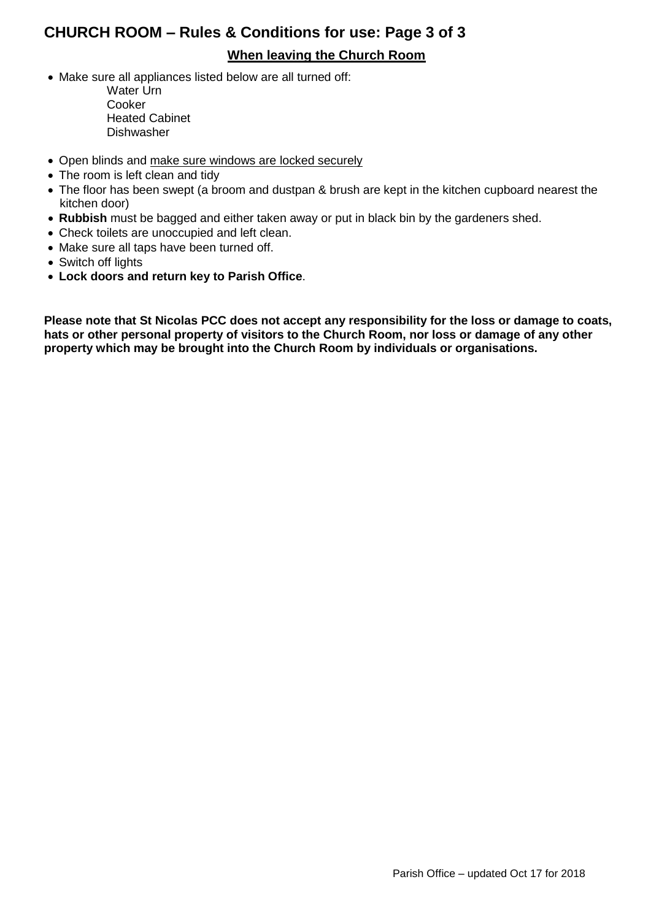# CHURCH ROOM – Rules & Conditions for use: Page 3 of 3

## When leaving the Church Room

- Make sure all appliances listed below are all turned off:
  - Water Urn
  - Cooker
  - Heated Cabinet
  - Dishwasher
- Open blinds and make sure windows are locked securely
- The room is left clean and tidy
- The floor has been swept (a broom and dustpan & brush are kept in the kitchen cupboard nearest the kitchen door)
- **Rubbish** must be bagged and either taken away or put in black bin by the gardeners shed.
- Check toilets are unoccupied and left clean.
- Make sure all taps have been turned off.
- Switch off lights
- **Lock doors and return key to Parish Office**.

**Please note that St Nicolas PCC does not accept any responsibility for the loss or damage to coats, hats or other personal property of visitors to the Church Room, nor loss or damage of any other property which may be brought into the Church Room by individuals or organisations.**

Parish Office – updated Oct 17 for 2018